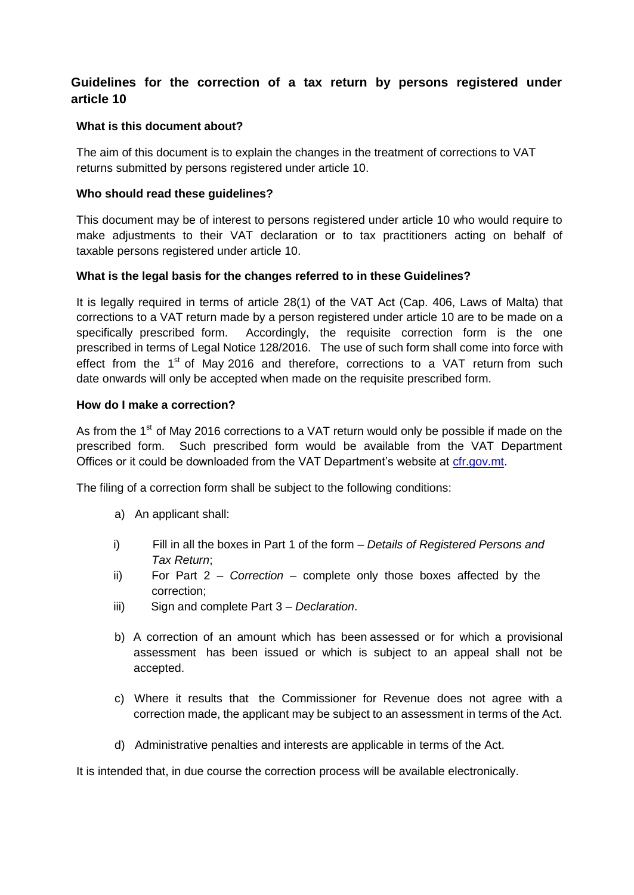## Guidelines for the correction of a tax return by persons registered under article 10

### What is this document about?

The aim of this document is to explain the changes in the treatment of corrections to VAT returns submitted by persons registered under article 10.

### Who should read these guidelines?

This document may be of interest to persons registered under article 10 who would require to make adjustments to their VAT declaration or to tax practitioners acting on behalf of taxable persons registered under article 10.

### What is the legal basis for the changes referred to in these Guidelines?

It is legally required in terms of article 28(1) of the VAT Act (Cap. 406, Laws of Malta) that corrections to a VAT return made by a person registered under article 10 are to be made on a specifically prescribed form. Accordingly, the requisite correction form is the one prescribed in terms of Legal Notice 128/2016. The use of such form shall come into force with effect from the 1st of May 2016 and therefore, corrections to a VAT return from such date onwards will only be accepted when made on the requisite prescribed form.

### How do I make a correction?

As from the 1st of May 2016 corrections to a VAT return would only be possible if made on the prescribed form. Such prescribed form would be available from the VAT Department Offices or it could be downloaded from the VAT Department's website at [cfr.gov.mt](cfr.gov.mt).

The filing of a correction form shall be subject to the following conditions:

a) An applicant shall:

   i) Fill in all the boxes in Part 1 of the form – *Details of Registered Persons and Tax Return*;
   ii) For Part 2 – *Correction* – complete only those boxes affected by the correction;
   iii) Sign and complete Part 3 – *Declaration*.

b) A correction of an amount which has been assessed or for which a provisional assessment has been issued or which is subject to an appeal shall not be accepted.

c) Where it results that the Commissioner for Revenue does not agree with a correction made, the applicant may be subject to an assessment in terms of the Act.

d) Administrative penalties and interests are applicable in terms of the Act.

It is intended that, in due course the correction process will be available electronically.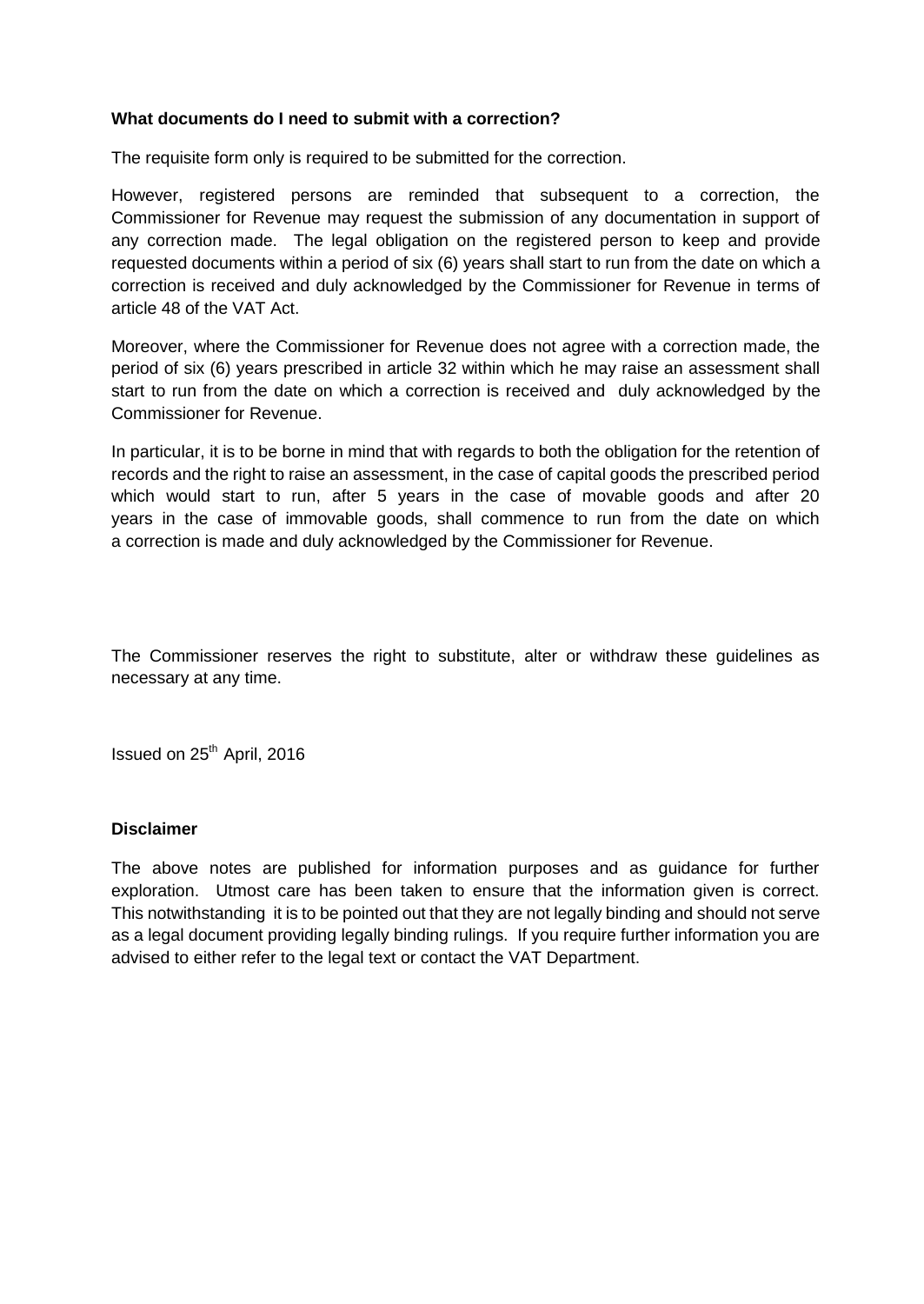**What documents do I need to submit with a correction?**

The requisite form only is required to be submitted for the correction.

However, registered persons are reminded that subsequent to a correction, the Commissioner for Revenue may request the submission of any documentation in support of any correction made. The legal obligation on the registered person to keep and provide requested documents within a period of six (6) years shall start to run from the date on which a correction is received and duly acknowledged by the Commissioner for Revenue in terms of article 48 of the VAT Act.

Moreover, where the Commissioner for Revenue does not agree with a correction made, the period of six (6) years prescribed in article 32 within which he may raise an assessment shall start to run from the date on which a correction is received and duly acknowledged by the Commissioner for Revenue.

In particular, it is to be borne in mind that with regards to both the obligation for the retention of records and the right to raise an assessment, in the case of capital goods the prescribed period which would start to run, after 5 years in the case of movable goods and after 20 years in the case of immovable goods, shall commence to run from the date on which a correction is made and duly acknowledged by the Commissioner for Revenue.

The Commissioner reserves the right to substitute, alter or withdraw these guidelines as necessary at any time.

Issued on 25th April, 2016

**Disclaimer**

The above notes are published for information purposes and as guidance for further exploration. Utmost care has been taken to ensure that the information given is correct. This notwithstanding it is to be pointed out that they are not legally binding and should not serve as a legal document providing legally binding rulings. If you require further information you are advised to either refer to the legal text or contact the VAT Department.